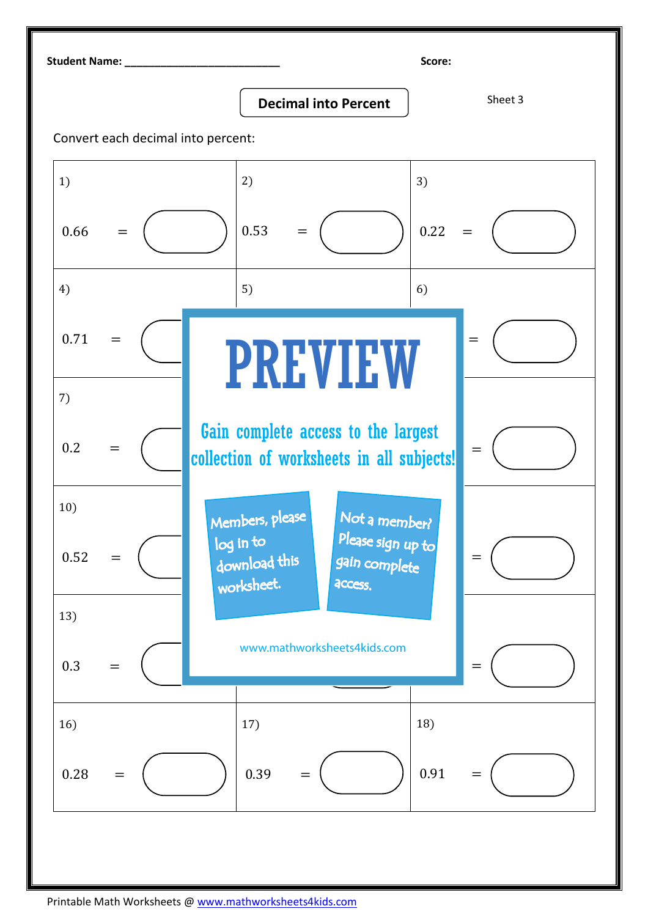Student Name: ___________________________ Score:

# Decimal into Percent

Sheet 3

Convert each decimal into percent:

| | | |
|---|---|---|
| 1) 0.66 = | 2) 0.53 = | 3) 0.22 = |
| 4) 0.71 = | 5) | 6) = |
| 7) 0.2 = | | = |
| 10) 0.52 = | | = |
| 13) 0.3 = | | = |
| 16) 0.28 = | 17) 0.39 = | 18) 0.91 = |

**PREVIEW**

Gain complete access to the largest collection of worksheets in all subjects!

Members, please log in to download this worksheet.

Not a member? Please sign up to gain complete access.

www.mathworksheets4kids.com

Printable Math Worksheets @ www.mathworksheets4kids.com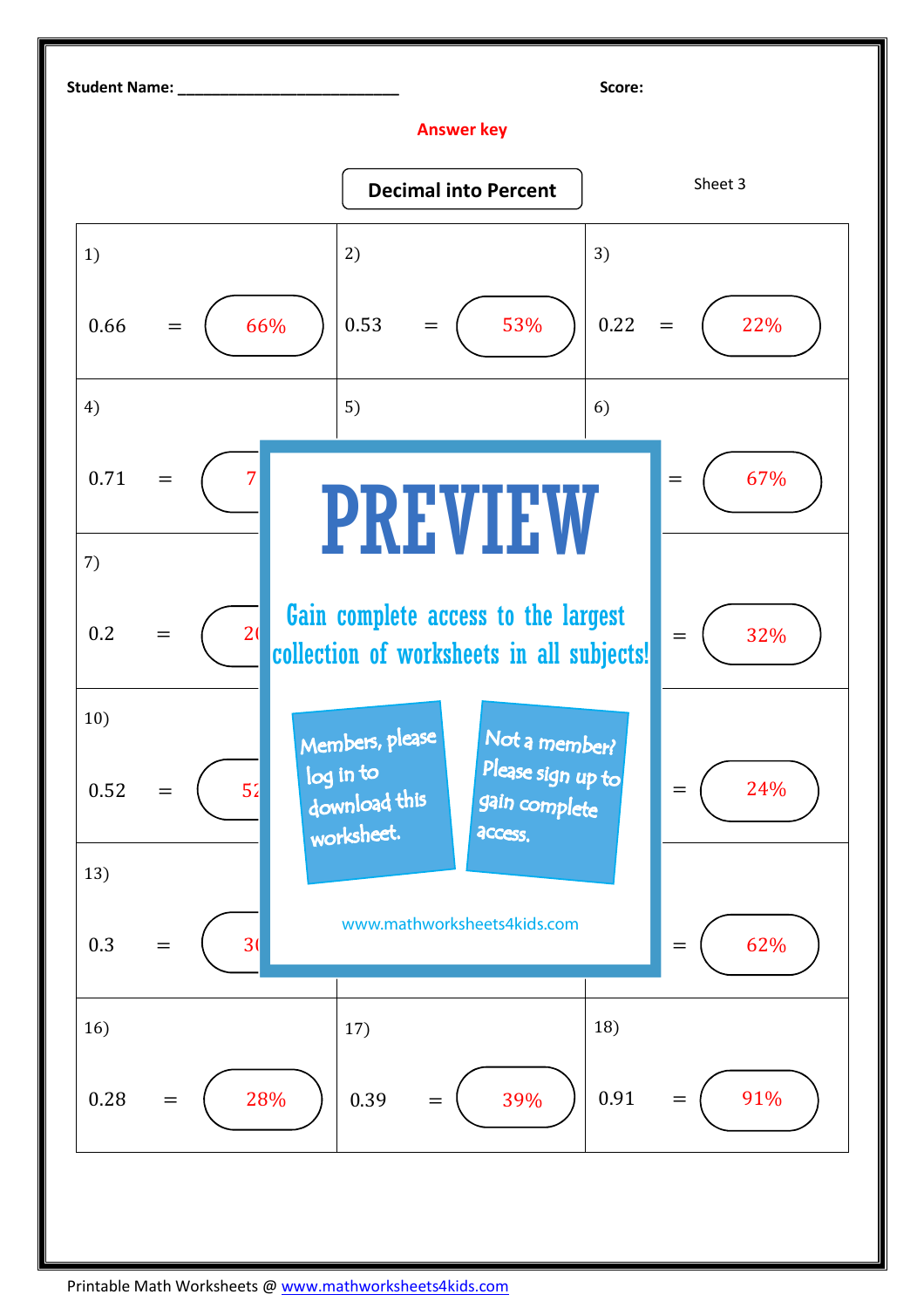Student Name: ___________________________ Score:

**Answer key**

## Decimal into Percent

Sheet 3

| | | |
|---|---|---|
| 1) 0.66 = 66% | 2) 0.53 = 53% | 3) 0.22 = 22% |
| 4) 0.71 = 7 | 5) | 6) = 67% |
| 7) 0.2 = 2( | | = 32% |
| 10) 0.52 = 52 | | = 24% |
| 13) 0.3 = 3( | | = 62% |
| 16) 0.28 = 28% | 17) 0.39 = 39% | 18) 0.91 = 91% |

**PREVIEW**

Gain complete access to the largest collection of worksheets in all subjects!

Members, please log in to download this worksheet.

Not a member? Please sign up to gain complete access.

www.mathworksheets4kids.com

Printable Math Worksheets @ www.mathworksheets4kids.com